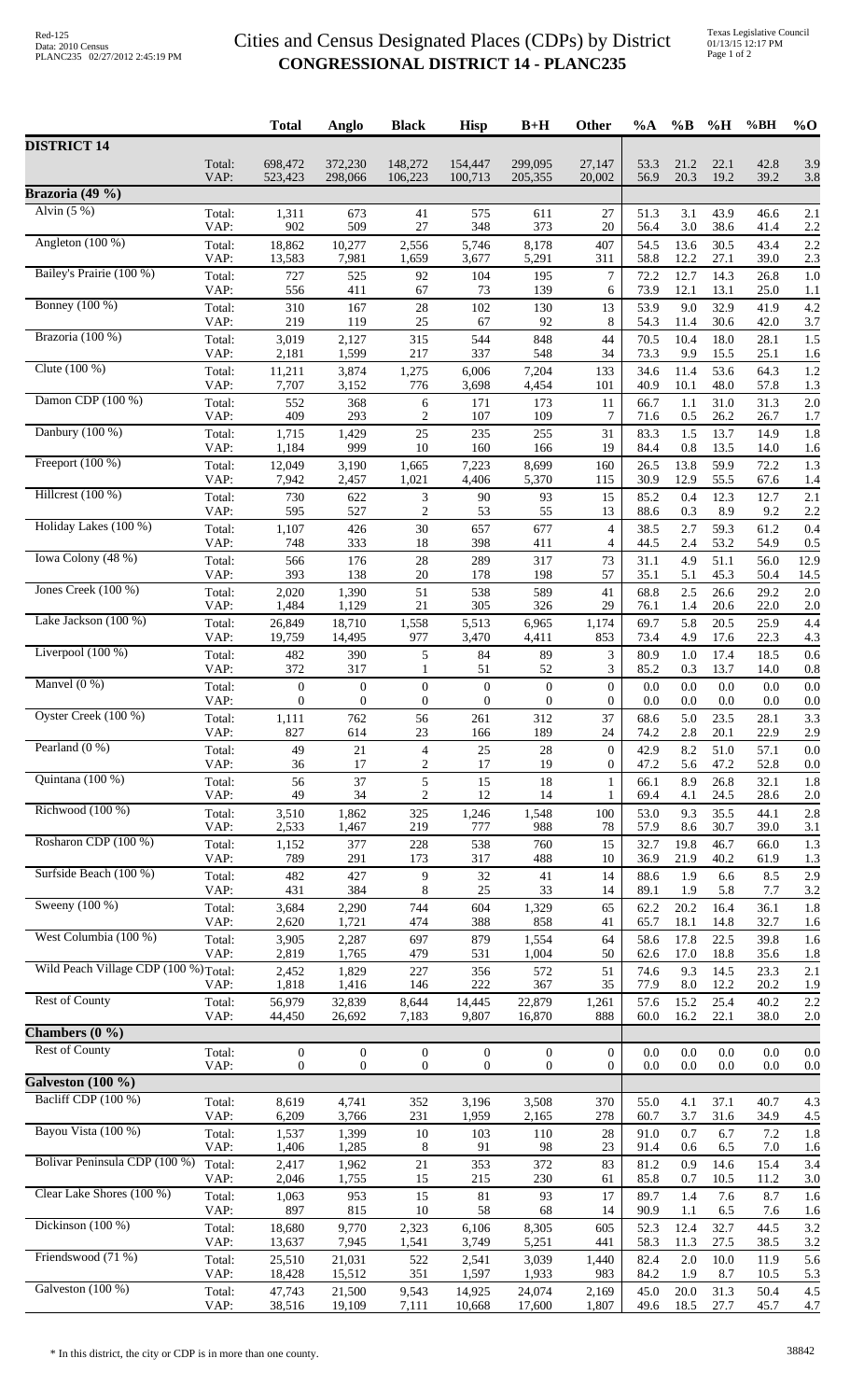# Cities and Census Designated Places (CDPs) by District
## CONGRESSIONAL DISTRICT 14 - PLANC235

Red-125
Data: 2010 Census
PLANC235 02/27/2012 2:45:19 PM

Texas Legislative Council
01/13/15 12:17 PM

| | | Total | Anglo | Black | Hisp | B+H | Other | %A | %B | %H | %BH | %O |
|---|---|---|---|---|---|---|---|---|---|---|---|---|
| **DISTRICT 14** | | | | | | | | | | | | |
| | Total: | 698,472 | 372,230 | 148,272 | 154,447 | 299,095 | 27,147 | 53.3 | 21.2 | 22.1 | 42.8 | 3.9 |
| | VAP: | 523,423 | 298,066 | 106,223 | 100,713 | 205,355 | 20,002 | 56.9 | 20.3 | 19.2 | 39.2 | 3.8 |
| **Brazoria (49 %)** | | | | | | | | | | | | |
| Alvin (5 %) | Total: | 1,311 | 673 | 41 | 575 | 611 | 27 | 51.3 | 3.1 | 43.9 | 46.6 | 2.1 |
| | VAP: | 902 | 509 | 27 | 348 | 373 | 20 | 56.4 | 3.0 | 38.6 | 41.4 | 2.2 |
| Angleton (100 %) | Total: | 18,862 | 10,277 | 2,556 | 5,746 | 8,178 | 407 | 54.5 | 13.6 | 30.5 | 43.4 | 2.2 |
| | VAP: | 13,583 | 7,981 | 1,659 | 3,677 | 5,291 | 311 | 58.8 | 12.2 | 27.1 | 39.0 | 2.3 |
| Bailey's Prairie (100 %) | Total: | 727 | 525 | 92 | 104 | 195 | 7 | 72.2 | 12.7 | 14.3 | 26.8 | 1.0 |
| | VAP: | 556 | 411 | 67 | 73 | 139 | 6 | 73.9 | 12.1 | 13.1 | 25.0 | 1.1 |
| Bonney (100 %) | Total: | 310 | 167 | 28 | 102 | 130 | 13 | 53.9 | 9.0 | 32.9 | 41.9 | 4.2 |
| | VAP: | 219 | 119 | 25 | 67 | 92 | 8 | 54.3 | 11.4 | 30.6 | 42.0 | 3.7 |
| Brazoria (100 %) | Total: | 3,019 | 2,127 | 315 | 544 | 848 | 44 | 70.5 | 10.4 | 18.0 | 28.1 | 1.5 |
| | VAP: | 2,181 | 1,599 | 217 | 337 | 548 | 34 | 73.3 | 9.9 | 15.5 | 25.1 | 1.6 |
| Clute (100 %) | Total: | 11,211 | 3,874 | 1,275 | 6,006 | 7,204 | 133 | 34.6 | 11.4 | 53.6 | 64.3 | 1.2 |
| | VAP: | 7,707 | 3,152 | 776 | 3,698 | 4,454 | 101 | 40.9 | 10.1 | 48.0 | 57.8 | 1.3 |
| Damon CDP (100 %) | Total: | 552 | 368 | 6 | 171 | 173 | 11 | 66.7 | 1.1 | 31.0 | 31.3 | 2.0 |
| | VAP: | 409 | 293 | 2 | 107 | 109 | 7 | 71.6 | 0.5 | 26.2 | 26.7 | 1.7 |
| Danbury (100 %) | Total: | 1,715 | 1,429 | 25 | 235 | 255 | 31 | 83.3 | 1.5 | 13.7 | 14.9 | 1.8 |
| | VAP: | 1,184 | 999 | 10 | 160 | 166 | 19 | 84.4 | 0.8 | 13.5 | 14.0 | 1.6 |
| Freeport (100 %) | Total: | 12,049 | 3,190 | 1,665 | 7,223 | 8,699 | 160 | 26.5 | 13.8 | 59.9 | 72.2 | 1.3 |
| | VAP: | 7,942 | 2,457 | 1,021 | 4,406 | 5,370 | 115 | 30.9 | 12.9 | 55.5 | 67.6 | 1.4 |
| Hillcrest (100 %) | Total: | 730 | 622 | 3 | 90 | 93 | 15 | 85.2 | 0.4 | 12.3 | 12.7 | 2.1 |
| | VAP: | 595 | 527 | 2 | 53 | 55 | 13 | 88.6 | 0.3 | 8.9 | 9.2 | 2.2 |
| Holiday Lakes (100 %) | Total: | 1,107 | 426 | 30 | 657 | 677 | 4 | 38.5 | 2.7 | 59.3 | 61.2 | 0.4 |
| | VAP: | 748 | 333 | 18 | 398 | 411 | 4 | 44.5 | 2.4 | 53.2 | 54.9 | 0.5 |
| Iowa Colony (48 %) | Total: | 566 | 176 | 28 | 289 | 317 | 73 | 31.1 | 4.9 | 51.1 | 56.0 | 12.9 |
| | VAP: | 393 | 138 | 20 | 178 | 198 | 57 | 35.1 | 5.1 | 45.3 | 50.4 | 14.5 |
| Jones Creek (100 %) | Total: | 2,020 | 1,390 | 51 | 538 | 589 | 41 | 68.8 | 2.5 | 26.6 | 29.2 | 2.0 |
| | VAP: | 1,484 | 1,129 | 21 | 305 | 326 | 29 | 76.1 | 1.4 | 20.6 | 22.0 | 2.0 |
| Lake Jackson (100 %) | Total: | 26,849 | 18,710 | 1,558 | 5,513 | 6,965 | 1,174 | 69.7 | 5.8 | 20.5 | 25.9 | 4.4 |
| | VAP: | 19,759 | 14,495 | 977 | 3,470 | 4,411 | 853 | 73.4 | 4.9 | 17.6 | 22.3 | 4.3 |
| Liverpool (100 %) | Total: | 482 | 390 | 5 | 84 | 89 | 3 | 80.9 | 1.0 | 17.4 | 18.5 | 0.6 |
| | VAP: | 372 | 317 | 1 | 51 | 52 | 3 | 85.2 | 0.3 | 13.7 | 14.0 | 0.8 |
| Manvel (0 %) | Total: | 0 | 0 | 0 | 0 | 0 | 0 | 0.0 | 0.0 | 0.0 | 0.0 | 0.0 |
| | VAP: | 0 | 0 | 0 | 0 | 0 | 0 | 0.0 | 0.0 | 0.0 | 0.0 | 0.0 |
| Oyster Creek (100 %) | Total: | 1,111 | 762 | 56 | 261 | 312 | 37 | 68.6 | 5.0 | 23.5 | 28.1 | 3.3 |
| | VAP: | 827 | 614 | 23 | 166 | 189 | 24 | 74.2 | 2.8 | 20.1 | 22.9 | 2.9 |
| Pearland (0 %) | Total: | 49 | 21 | 4 | 25 | 28 | 0 | 42.9 | 8.2 | 51.0 | 57.1 | 0.0 |
| | VAP: | 36 | 17 | 2 | 17 | 19 | 0 | 47.2 | 5.6 | 47.2 | 52.8 | 0.0 |
| Quintana (100 %) | Total: | 56 | 37 | 5 | 15 | 18 | 1 | 66.1 | 8.9 | 26.8 | 32.1 | 1.8 |
| | VAP: | 49 | 34 | 2 | 12 | 14 | 1 | 69.4 | 4.1 | 24.5 | 28.6 | 2.0 |
| Richwood (100 %) | Total: | 3,510 | 1,862 | 325 | 1,246 | 1,548 | 100 | 53.0 | 9.3 | 35.5 | 44.1 | 2.8 |
| | VAP: | 2,533 | 1,467 | 219 | 777 | 988 | 78 | 57.9 | 8.6 | 30.7 | 39.0 | 3.1 |
| Rosharon CDP (100 %) | Total: | 1,152 | 377 | 228 | 538 | 760 | 15 | 32.7 | 19.8 | 46.7 | 66.0 | 1.3 |
| | VAP: | 789 | 291 | 173 | 317 | 488 | 10 | 36.9 | 21.9 | 40.2 | 61.9 | 1.3 |
| Surfside Beach (100 %) | Total: | 482 | 427 | 9 | 32 | 41 | 14 | 88.6 | 1.9 | 6.6 | 8.5 | 2.9 |
| | VAP: | 431 | 384 | 8 | 25 | 33 | 14 | 89.1 | 1.9 | 5.8 | 7.7 | 3.2 |
| Sweeny (100 %) | Total: | 3,684 | 2,290 | 744 | 604 | 1,329 | 65 | 62.2 | 20.2 | 16.4 | 36.1 | 1.8 |
| | VAP: | 2,620 | 1,721 | 474 | 388 | 858 | 41 | 65.7 | 18.1 | 14.8 | 32.7 | 1.6 |
| West Columbia (100 %) | Total: | 3,905 | 2,287 | 697 | 879 | 1,554 | 64 | 58.6 | 17.8 | 22.5 | 39.8 | 1.6 |
| | VAP: | 2,819 | 1,765 | 479 | 531 | 1,004 | 50 | 62.6 | 17.0 | 18.8 | 35.6 | 1.8 |
| Wild Peach Village CDP (100 %) | Total: | 2,452 | 1,829 | 227 | 356 | 572 | 51 | 74.6 | 9.3 | 14.5 | 23.3 | 2.1 |
| | VAP: | 1,818 | 1,416 | 146 | 222 | 367 | 35 | 77.9 | 8.0 | 12.2 | 20.2 | 1.9 |
| Rest of County | Total: | 56,979 | 32,839 | 8,644 | 14,445 | 22,879 | 1,261 | 57.6 | 15.2 | 25.4 | 40.2 | 2.2 |
| | VAP: | 44,450 | 26,692 | 7,183 | 9,807 | 16,870 | 888 | 60.0 | 16.2 | 22.1 | 38.0 | 2.0 |
| **Chambers (0 %)** | | | | | | | | | | | | |
| Rest of County | Total: | 0 | 0 | 0 | 0 | 0 | 0 | 0.0 | 0.0 | 0.0 | 0.0 | 0.0 |
| | VAP: | 0 | 0 | 0 | 0 | 0 | 0 | 0.0 | 0.0 | 0.0 | 0.0 | 0.0 |
| **Galveston (100 %)** | | | | | | | | | | | | |
| Bacliff CDP (100 %) | Total: | 8,619 | 4,741 | 352 | 3,196 | 3,508 | 370 | 55.0 | 4.1 | 37.1 | 40.7 | 4.3 |
| | VAP: | 6,209 | 3,766 | 231 | 1,959 | 2,165 | 278 | 60.7 | 3.7 | 31.6 | 34.9 | 4.5 |
| Bayou Vista (100 %) | Total: | 1,537 | 1,399 | 10 | 103 | 110 | 28 | 91.0 | 0.7 | 6.7 | 7.2 | 1.8 |
| | VAP: | 1,406 | 1,285 | 8 | 91 | 98 | 23 | 91.4 | 0.6 | 6.5 | 7.0 | 1.6 |
| Bolivar Peninsula CDP (100 %) | Total: | 2,417 | 1,962 | 21 | 353 | 372 | 83 | 81.2 | 0.9 | 14.6 | 15.4 | 3.4 |
| | VAP: | 2,046 | 1,755 | 15 | 215 | 230 | 61 | 85.8 | 0.7 | 10.5 | 11.2 | 3.0 |
| Clear Lake Shores (100 %) | Total: | 1,063 | 953 | 15 | 81 | 93 | 17 | 89.7 | 1.4 | 7.6 | 8.7 | 1.6 |
| | VAP: | 897 | 815 | 10 | 58 | 68 | 14 | 90.9 | 1.1 | 6.5 | 7.6 | 1.6 |
| Dickinson (100 %) | Total: | 18,680 | 9,770 | 2,323 | 6,106 | 8,305 | 605 | 52.3 | 12.4 | 32.7 | 44.5 | 3.2 |
| | VAP: | 13,637 | 7,945 | 1,541 | 3,749 | 5,251 | 441 | 58.3 | 11.3 | 27.5 | 38.5 | 3.2 |
| Friendswood (71 %) | Total: | 25,510 | 21,031 | 522 | 2,541 | 3,039 | 1,440 | 82.4 | 2.0 | 10.0 | 11.9 | 5.6 |
| | VAP: | 18,428 | 15,512 | 351 | 1,597 | 1,933 | 983 | 84.2 | 1.9 | 8.7 | 10.5 | 5.3 |
| Galveston (100 %) | Total: | 47,743 | 21,500 | 9,543 | 14,925 | 24,074 | 2,169 | 45.0 | 20.0 | 31.3 | 50.4 | 4.5 |
| | VAP: | 38,516 | 19,109 | 7,111 | 10,668 | 17,600 | 1,807 | 49.6 | 18.5 | 27.7 | 45.7 | 4.7 |

\* In this district, the city or CDP is in more than one county.

38842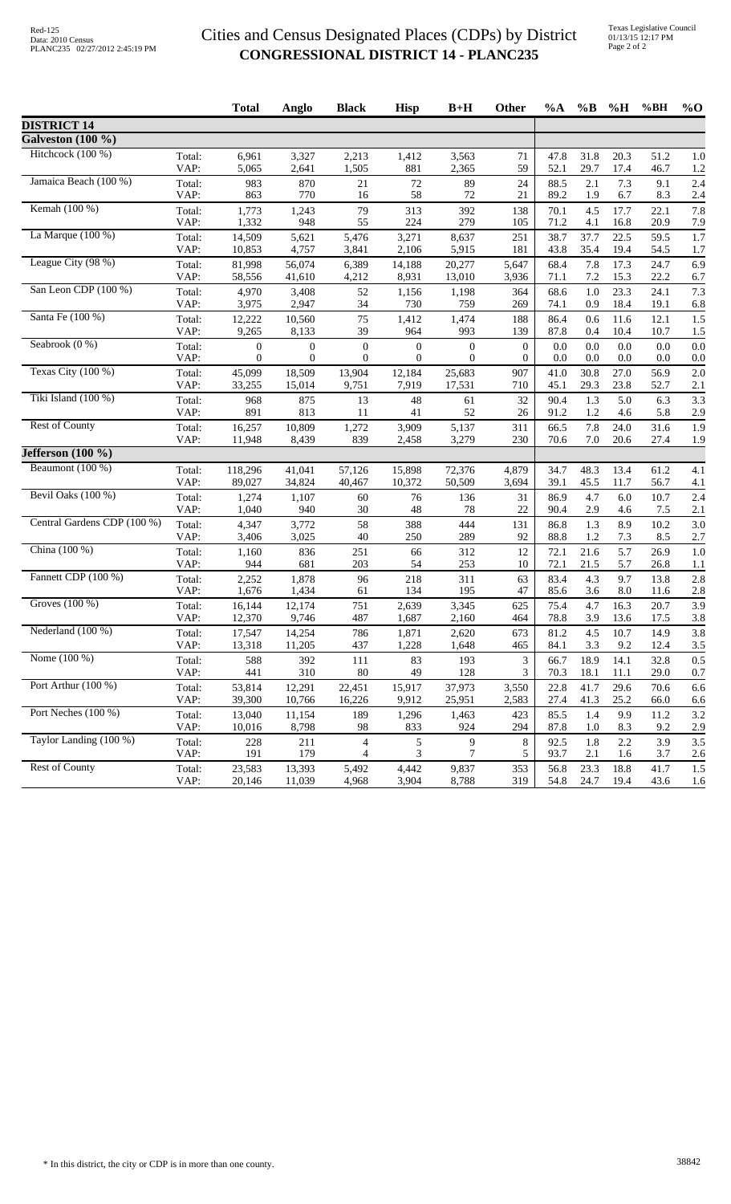# Cities and Census Designated Places (CDPs) by District
## CONGRESSIONAL DISTRICT 14 - PLANC235

Red-125
Data: 2010 Census
PLANC235 02/27/2012 2:45:19 PM

Texas Legislative Council
01/13/15 12:17 PM

| | | Total | Anglo | Black | Hisp | B+H | Other | %A | %B | %H | %BH | %O |
|---|---|---|---|---|---|---|---|---|---|---|---|---|
| **DISTRICT 14** | | | | | | | | | | | | |
| **Galveston (100 %)** | | | | | | | | | | | | |
| Hitchcock (100 %) | Total: | 6,961 | 3,327 | 2,213 | 1,412 | 3,563 | 71 | 47.8 | 31.8 | 20.3 | 51.2 | 1.0 |
| | VAP: | 5,065 | 2,641 | 1,505 | 881 | 2,365 | 59 | 52.1 | 29.7 | 17.4 | 46.7 | 1.2 |
| Jamaica Beach (100 %) | Total: | 983 | 870 | 21 | 72 | 89 | 24 | 88.5 | 2.1 | 7.3 | 9.1 | 2.4 |
| | VAP: | 863 | 770 | 16 | 58 | 72 | 21 | 89.2 | 1.9 | 6.7 | 8.3 | 2.4 |
| Kemah (100 %) | Total: | 1,773 | 1,243 | 79 | 313 | 392 | 138 | 70.1 | 4.5 | 17.7 | 22.1 | 7.8 |
| | VAP: | 1,332 | 948 | 55 | 224 | 279 | 105 | 71.2 | 4.1 | 16.8 | 20.9 | 7.9 |
| La Marque (100 %) | Total: | 14,509 | 5,621 | 5,476 | 3,271 | 8,637 | 251 | 38.7 | 37.7 | 22.5 | 59.5 | 1.7 |
| | VAP: | 10,853 | 4,757 | 3,841 | 2,106 | 5,915 | 181 | 43.8 | 35.4 | 19.4 | 54.5 | 1.7 |
| League City (98 %) | Total: | 81,998 | 56,074 | 6,389 | 14,188 | 20,277 | 5,647 | 68.4 | 7.8 | 17.3 | 24.7 | 6.9 |
| | VAP: | 58,556 | 41,610 | 4,212 | 8,931 | 13,010 | 3,936 | 71.1 | 7.2 | 15.3 | 22.2 | 6.7 |
| San Leon CDP (100 %) | Total: | 4,970 | 3,408 | 52 | 1,156 | 1,198 | 364 | 68.6 | 1.0 | 23.3 | 24.1 | 7.3 |
| | VAP: | 3,975 | 2,947 | 34 | 730 | 759 | 269 | 74.1 | 0.9 | 18.4 | 19.1 | 6.8 |
| Santa Fe (100 %) | Total: | 12,222 | 10,560 | 75 | 1,412 | 1,474 | 188 | 86.4 | 0.6 | 11.6 | 12.1 | 1.5 |
| | VAP: | 9,265 | 8,133 | 39 | 964 | 993 | 139 | 87.8 | 0.4 | 10.4 | 10.7 | 1.5 |
| Seabrook (0 %) | Total: | 0 | 0 | 0 | 0 | 0 | 0 | 0.0 | 0.0 | 0.0 | 0.0 | 0.0 |
| | VAP: | 0 | 0 | 0 | 0 | 0 | 0 | 0.0 | 0.0 | 0.0 | 0.0 | 0.0 |
| Texas City (100 %) | Total: | 45,099 | 18,509 | 13,904 | 12,184 | 25,683 | 907 | 41.0 | 30.8 | 27.0 | 56.9 | 2.0 |
| | VAP: | 33,255 | 15,014 | 9,751 | 7,919 | 17,531 | 710 | 45.1 | 29.3 | 23.8 | 52.7 | 2.1 |
| Tiki Island (100 %) | Total: | 968 | 875 | 13 | 48 | 61 | 32 | 90.4 | 1.3 | 5.0 | 6.3 | 3.3 |
| | VAP: | 891 | 813 | 11 | 41 | 52 | 26 | 91.2 | 1.2 | 4.6 | 5.8 | 2.9 |
| Rest of County | Total: | 16,257 | 10,809 | 1,272 | 3,909 | 5,137 | 311 | 66.5 | 7.8 | 24.0 | 31.6 | 1.9 |
| | VAP: | 11,948 | 8,439 | 839 | 2,458 | 3,279 | 230 | 70.6 | 7.0 | 20.6 | 27.4 | 1.9 |
| **Jefferson (100 %)** | | | | | | | | | | | | |
| Beaumont (100 %) | Total: | 118,296 | 41,041 | 57,126 | 15,898 | 72,376 | 4,879 | 34.7 | 48.3 | 13.4 | 61.2 | 4.1 |
| | VAP: | 89,027 | 34,824 | 40,467 | 10,372 | 50,509 | 3,694 | 39.1 | 45.5 | 11.7 | 56.7 | 4.1 |
| Bevil Oaks (100 %) | Total: | 1,274 | 1,107 | 60 | 76 | 136 | 31 | 86.9 | 4.7 | 6.0 | 10.7 | 2.4 |
| | VAP: | 1,040 | 940 | 30 | 48 | 78 | 22 | 90.4 | 2.9 | 4.6 | 7.5 | 2.1 |
| Central Gardens CDP (100 %) | Total: | 4,347 | 3,772 | 58 | 388 | 444 | 131 | 86.8 | 1.3 | 8.9 | 10.2 | 3.0 |
| | VAP: | 3,406 | 3,025 | 40 | 250 | 289 | 92 | 88.8 | 1.2 | 7.3 | 8.5 | 2.7 |
| China (100 %) | Total: | 1,160 | 836 | 251 | 66 | 312 | 12 | 72.1 | 21.6 | 5.7 | 26.9 | 1.0 |
| | VAP: | 944 | 681 | 203 | 54 | 253 | 10 | 72.1 | 21.5 | 5.7 | 26.8 | 1.1 |
| Fannett CDP (100 %) | Total: | 2,252 | 1,878 | 96 | 218 | 311 | 63 | 83.4 | 4.3 | 9.7 | 13.8 | 2.8 |
| | VAP: | 1,676 | 1,434 | 61 | 134 | 195 | 47 | 85.6 | 3.6 | 8.0 | 11.6 | 2.8 |
| Groves (100 %) | Total: | 16,144 | 12,174 | 751 | 2,639 | 3,345 | 625 | 75.4 | 4.7 | 16.3 | 20.7 | 3.9 |
| | VAP: | 12,370 | 9,746 | 487 | 1,687 | 2,160 | 464 | 78.8 | 3.9 | 13.6 | 17.5 | 3.8 |
| Nederland (100 %) | Total: | 17,547 | 14,254 | 786 | 1,871 | 2,620 | 673 | 81.2 | 4.5 | 10.7 | 14.9 | 3.8 |
| | VAP: | 13,318 | 11,205 | 437 | 1,228 | 1,648 | 465 | 84.1 | 3.3 | 9.2 | 12.4 | 3.5 |
| Nome (100 %) | Total: | 588 | 392 | 111 | 83 | 193 | 3 | 66.7 | 18.9 | 14.1 | 32.8 | 0.5 |
| | VAP: | 441 | 310 | 80 | 49 | 128 | 3 | 70.3 | 18.1 | 11.1 | 29.0 | 0.7 |
| Port Arthur (100 %) | Total: | 53,814 | 12,291 | 22,451 | 15,917 | 37,973 | 3,550 | 22.8 | 41.7 | 29.6 | 70.6 | 6.6 |
| | VAP: | 39,300 | 10,766 | 16,226 | 9,912 | 25,951 | 2,583 | 27.4 | 41.3 | 25.2 | 66.0 | 6.6 |
| Port Neches (100 %) | Total: | 13,040 | 11,154 | 189 | 1,296 | 1,463 | 423 | 85.5 | 1.4 | 9.9 | 11.2 | 3.2 |
| | VAP: | 10,016 | 8,798 | 98 | 833 | 924 | 294 | 87.8 | 1.0 | 8.3 | 9.2 | 2.9 |
| Taylor Landing (100 %) | Total: | 228 | 211 | 4 | 5 | 9 | 8 | 92.5 | 1.8 | 2.2 | 3.9 | 3.5 |
| | VAP: | 191 | 179 | 4 | 3 | 7 | 5 | 93.7 | 2.1 | 1.6 | 3.7 | 2.6 |
| Rest of County | Total: | 23,583 | 13,393 | 5,492 | 4,442 | 9,837 | 353 | 56.8 | 23.3 | 18.8 | 41.7 | 1.5 |
| | VAP: | 20,146 | 11,039 | 4,968 | 3,904 | 8,788 | 319 | 54.8 | 24.7 | 19.4 | 43.6 | 1.6 |

\* In this district, the city or CDP is in more than one county.

38842